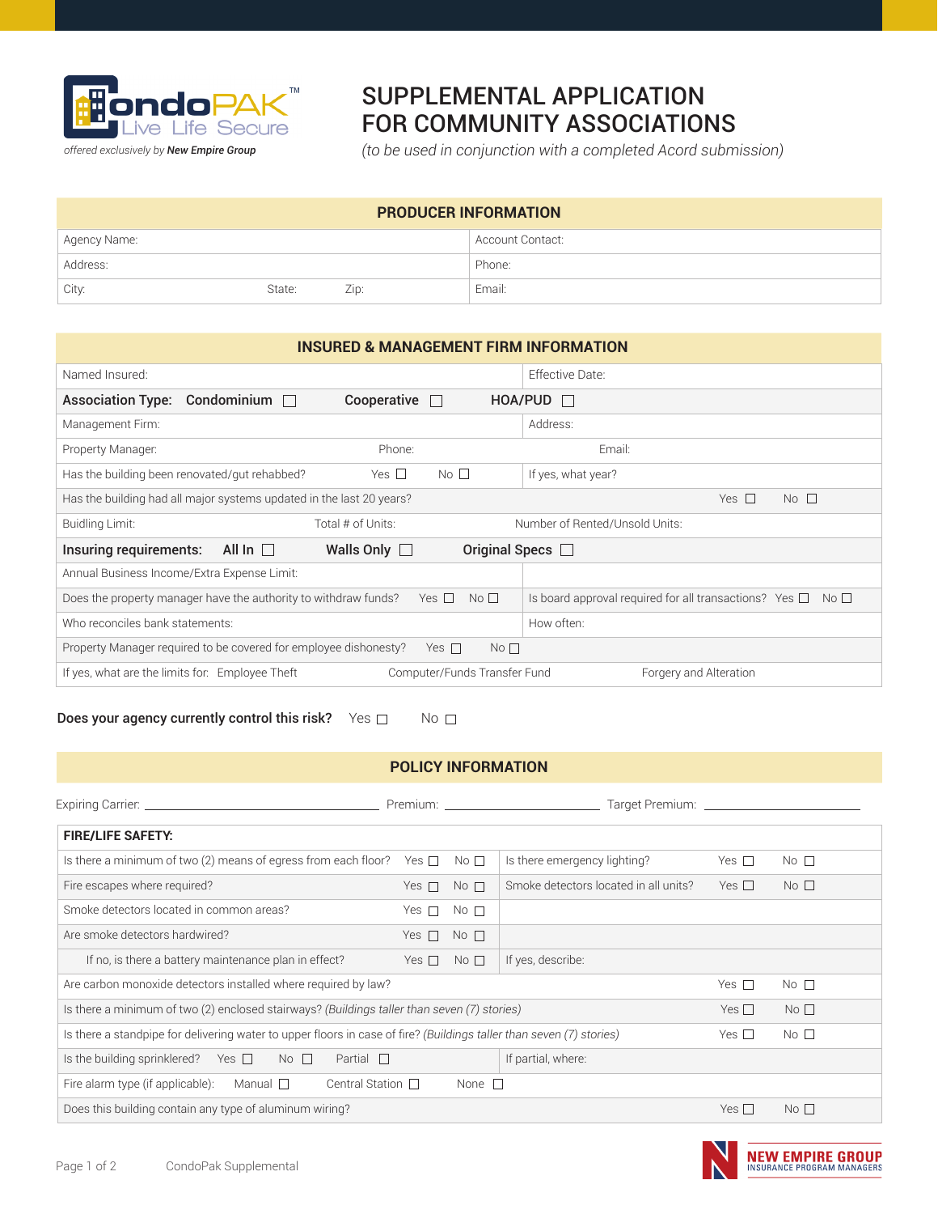CondoPAK™ Live Life Secure

*offered exclusively by* ***New Empire Group***

# SUPPLEMENTAL APPLICATION FOR COMMUNITY ASSOCIATIONS

*(to be used in conjunction with a completed Acord submission)*

## PRODUCER INFORMATION

| | |
|---|---|
| Agency Name: | Account Contact: |
| Address: | Phone: |
| City: State: Zip: | Email: |

## INSURED & MANAGEMENT FIRM INFORMATION

| | |
|---|---|
| Named Insured: | Effective Date: |
| **Association Type: Condominium ☐ Cooperative ☐ HOA/PUD ☐** | |
| Management Firm: | Address: |
| Property Manager: Phone: Email: | |
| Has the building been renovated/gut rehabbed? Yes ☐ No ☐ | If yes, what year? |
| Has the building had all major systems updated in the last 20 years? Yes ☐ No ☐ | |
| Buidling Limit: Total # of Units: Number of Rented/Unsold Units: | |
| **Insuring requirements: All In ☐ Walls Only ☐ Original Specs ☐** | |
| Annual Business Income/Extra Expense Limit: | |
| Does the property manager have the authority to withdraw funds? Yes ☐ No ☐ | Is board approval required for all transactions? Yes ☐ No ☐ |
| Who reconciles bank statements: | How often: |
| Property Manager required to be covered for employee dishonesty? Yes ☐ No ☐ | |
| If yes, what are the limits for: Employee Theft Computer/Funds Transfer Fund Forgery and Alteration | |

**Does your agency currently control this risk?** Yes ☐ No ☐

## POLICY INFORMATION

Expiring Carrier: ______________________ Premium: ______________________ Target Premium: ______________________

| **FIRE/LIFE SAFETY:** | | | |
|---|---|---|---|
| Is there a minimum of two (2) means of egress from each floor? | Yes ☐ No ☐ | Is there emergency lighting? | Yes ☐ No ☐ |
| Fire escapes where required? | Yes ☐ No ☐ | Smoke detectors located in all units? | Yes ☐ No ☐ |
| Smoke detectors located in common areas? | Yes ☐ No ☐ | | |
| Are smoke detectors hardwired? | Yes ☐ No ☐ | | |
| If no, is there a battery maintenance plan in effect? | Yes ☐ No ☐ | If yes, describe: | |
| Are carbon monoxide detectors installed where required by law? | | | Yes ☐ No ☐ |
| Is there a minimum of two (2) enclosed stairways? *(Buildings taller than seven (7) stories)* | | | Yes ☐ No ☐ |
| Is there a standpipe for delivering water to upper floors in case of fire? *(Buildings taller than seven (7) stories)* | | | Yes ☐ No ☐ |
| Is the building sprinklered? Yes ☐ No ☐ Partial ☐ | | If partial, where: | |
| Fire alarm type (if applicable): Manual ☐ Central Station ☐ None ☐ | | | |
| Does this building contain any type of aluminum wiring? | | | Yes ☐ No ☐ |

CondoPak Supplemental

NEW EMPIRE GROUP — INSURANCE PROGRAM MANAGERS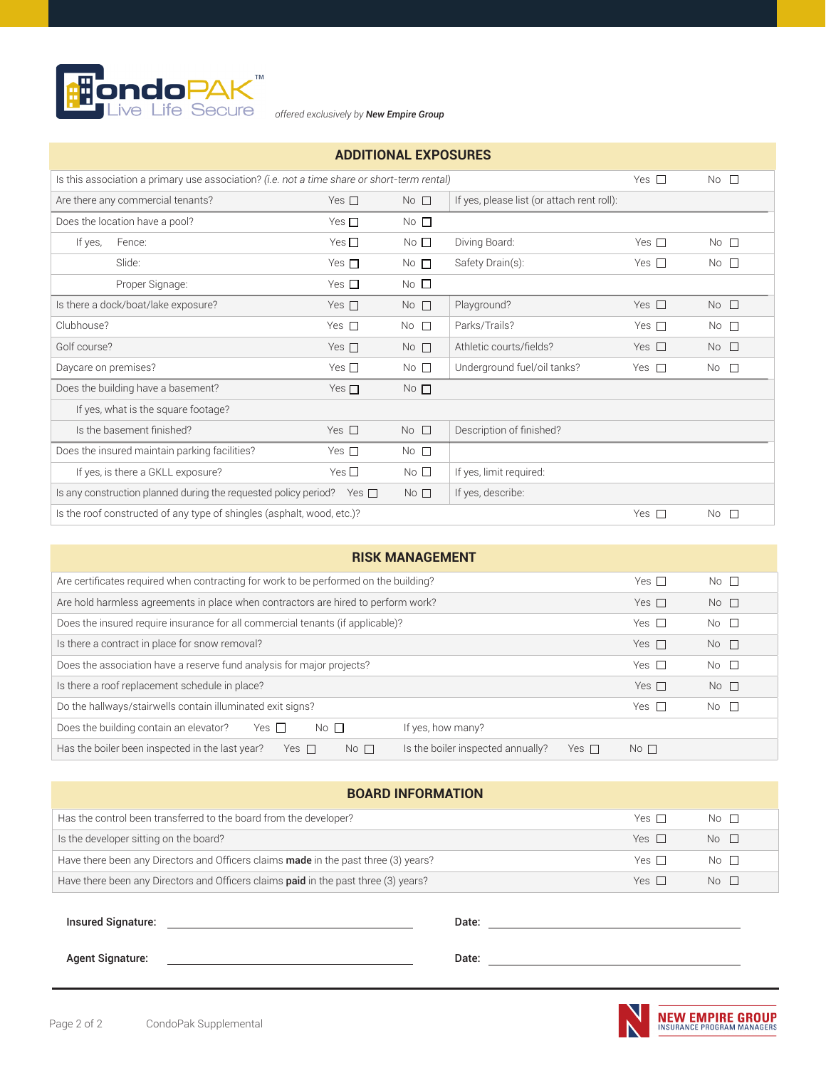CondoPAK™ Live Life Secure

*offered exclusively by* ***New Empire Group***

## ADDITIONAL EXPOSURES

| | | | | | |
|---|---|---|---|---|---|
| Is this association a primary use association? *(i.e. not a time share or short-term rental)* | | | | Yes ☐ | No ☐ |
| Are there any commercial tenants? | Yes ☐ | No ☐ | If yes, please list (or attach rent roll): | | |
| Does the location have a pool? | Yes ☐ | No ☐ | | | |
| If yes, Fence: | Yes ☐ | No ☐ | Diving Board: | Yes ☐ | No ☐ |
| Slide: | Yes ☐ | No ☐ | Safety Drain(s): | Yes ☐ | No ☐ |
| Proper Signage: | Yes ☐ | No ☐ | | | |
| Is there a dock/boat/lake exposure? | Yes ☐ | No ☐ | Playground? | Yes ☐ | No ☐ |
| Clubhouse? | Yes ☐ | No ☐ | Parks/Trails? | Yes ☐ | No ☐ |
| Golf course? | Yes ☐ | No ☐ | Athletic courts/fields? | Yes ☐ | No ☐ |
| Daycare on premises? | Yes ☐ | No ☐ | Underground fuel/oil tanks? | Yes ☐ | No ☐ |
| Does the building have a basement? | Yes ☐ | No ☐ | | | |
| If yes, what is the square footage? | | | | | |
| Is the basement finished? | Yes ☐ | No ☐ | Description of finished? | | |
| Does the insured maintain parking facilities? | Yes ☐ | No ☐ | | | |
| If yes, is there a GKLL exposure? | Yes ☐ | No ☐ | If yes, limit required: | | |
| Is any construction planned during the requested policy period? | Yes ☐ | No ☐ | If yes, describe: | | |
| Is the roof constructed of any type of shingles (asphalt, wood, etc.)? | | | | Yes ☐ | No ☐ |

## RISK MANAGEMENT

| | | | | | |
|---|---|---|---|---|---|
| Are certificates required when contracting for work to be performed on the building? | | | | Yes ☐ | No ☐ |
| Are hold harmless agreements in place when contractors are hired to perform work? | | | | Yes ☐ | No ☐ |
| Does the insured require insurance for all commercial tenants (if applicable)? | | | | Yes ☐ | No ☐ |
| Is there a contract in place for snow removal? | | | | Yes ☐ | No ☐ |
| Does the association have a reserve fund analysis for major projects? | | | | Yes ☐ | No ☐ |
| Is there a roof replacement schedule in place? | | | | Yes ☐ | No ☐ |
| Do the hallways/stairwells contain illuminated exit signs? | | | | Yes ☐ | No ☐ |
| Does the building contain an elevator? | Yes ☐ | No ☐ | If yes, how many? | | |
| Has the boiler been inspected in the last year? | Yes ☐ | No ☐ | Is the boiler inspected annually? | Yes ☐ | No ☐ |

## BOARD INFORMATION

| | | |
|---|---|---|
| Has the control been transferred to the board from the developer? | Yes ☐ | No ☐ |
| Is the developer sitting on the board? | Yes ☐ | No ☐ |
| Have there been any Directors and Officers claims **made** in the past three (3) years? | Yes ☐ | No ☐ |
| Have there been any Directors and Officers claims **paid** in the past three (3) years? | Yes ☐ | No ☐ |

**Insured Signature:** ______________________________ **Date:** ______________________________

**Agent Signature:** ______________________________ **Date:** ______________________________

CondoPak Supplemental

NEW EMPIRE GROUP
INSURANCE PROGRAM MANAGERS